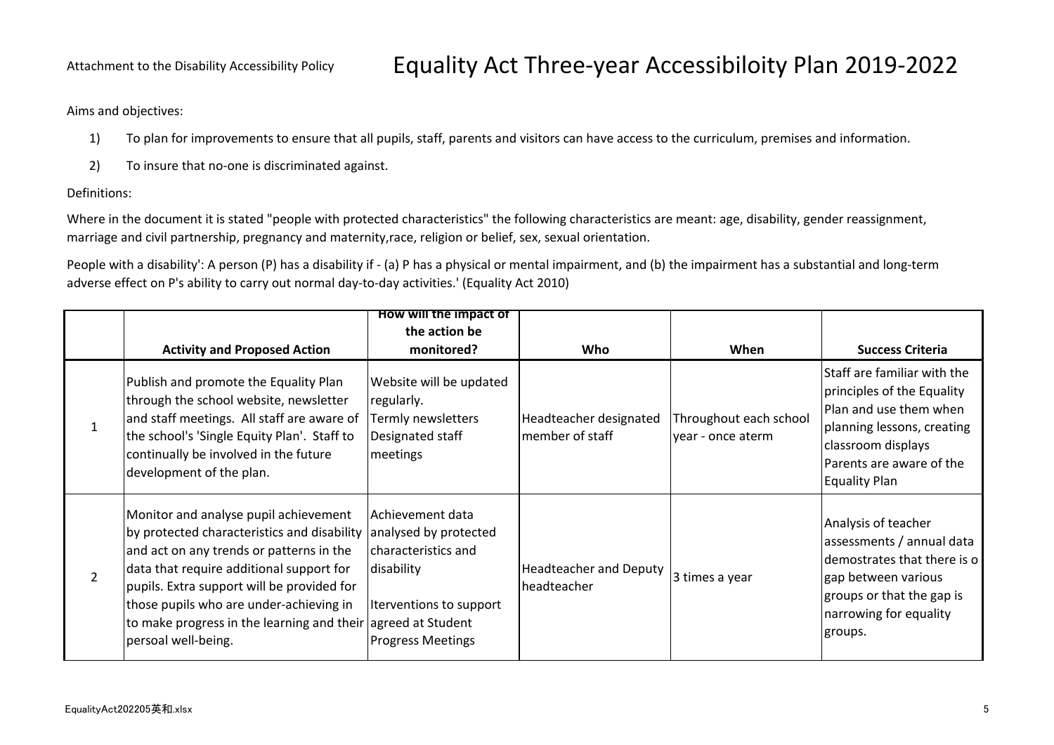Attachment to the Disability Accessibility Policy

# Equality Act Three-year Accessibiloity Plan 2019-2022

Aims and objectives:

1) To plan for improvements to ensure that all pupils, staff, parents and visitors can have access to the curriculum, premises and information.

2) To insure that no-one is discriminated against.

Definitions:

Where in the document it is stated "people with protected characteristics" the following characteristics are meant: age, disability, gender reassignment, marriage and civil partnership, pregnancy and maternity,race, religion or belief, sex, sexual orientation.

People with a disability': A person (P) has a disability if - (a) P has a physical or mental impairment, and (b) the impairment has a substantial and long-term adverse effect on P's ability to carry out normal day-to-day activities.' (Equality Act 2010)

| | Activity and Proposed Action | How will the impact of the action be monitored? | Who | When | Success Criteria |
|---|---|---|---|---|---|
| 1 | Publish and promote the Equality Plan through the school website, newsletter and staff meetings. All staff are aware of the school's 'Single Equity Plan'. Staff to continually be involved in the future development of the plan. | Website will be updated regularly.<br>Termly newsletters<br>Designated staff meetings | Headteacher designated member of staff | Throughout each school year - once aterm | Staff are familiar with the principles of the Equality Plan and use them when planning lessons, creating classroom displays<br>Parents are aware of the Equality Plan |
| 2 | Monitor and analyse pupil achievement by protected characteristics and disability and act on any trends or patterns in the data that require additional support for pupils. Extra support will be provided for those pupils who are under-achieving in to make progress in the learning and their persoal well-being. | Achievement data analysed by protected characteristics and disability<br><br>Iterventions to support agreed at Student Progress Meetings | Headteacher and Deputy headteacher | 3 times a year | Analysis of teacher assessments / annual data demostrates that there is o gap between various groups or that the gap is narrowing for equality groups. |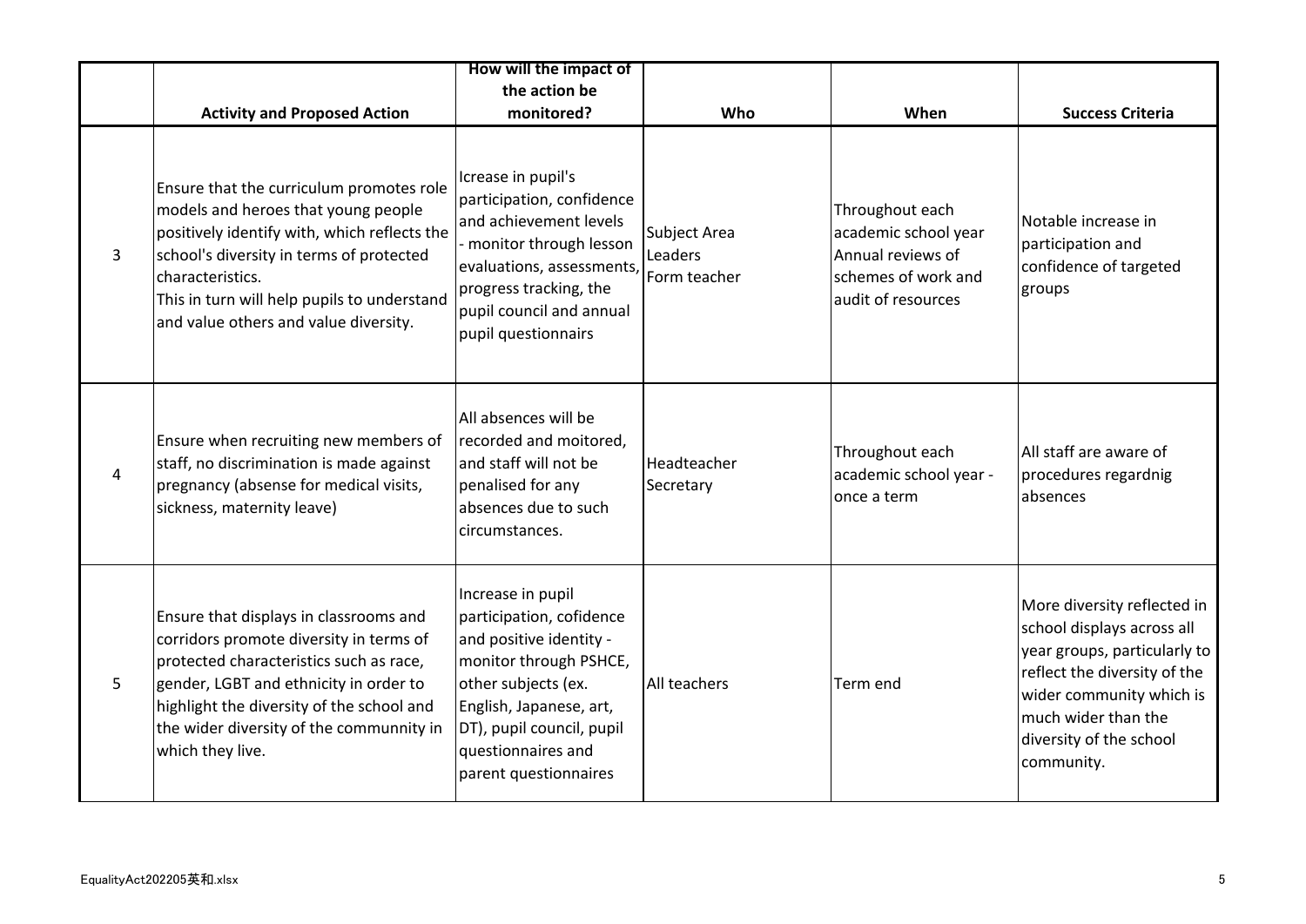| | Activity and Proposed Action | How will the impact of the action be monitored? | Who | When | Success Criteria |
|---|---|---|---|---|---|
| 3 | Ensure that the curriculum promotes role models and heroes that young people positively identify with, which reflects the school's diversity in terms of protected characteristics.<br>This in turn will help pupils to understand and value others and value diversity. | Icrease in pupil's participation, confidence and achievement levels - monitor through lesson evaluations, assessments, progress tracking, the pupil council and annual pupil questionnairs | Subject Area Leaders<br>Form teacher | Throughout each academic school year<br>Annual reviews of schemes of work and audit of resources | Notable increase in participation and confidence of targeted groups |
| 4 | Ensure when recruiting new members of staff, no discrimination is made against pregnancy (absense for medical visits, sickness, maternity leave) | All absences will be recorded and moitored, and staff will not be penalised for any absences due to such circumstances. | Headteacher<br>Secretary | Throughout each academic school year - once a term | All staff are aware of procedures regardnig absences |
| 5 | Ensure that displays in classrooms and corridors promote diversity in terms of protected characteristics such as race, gender, LGBT and ethnicity in order to highlight the diversity of the school and the wider diversity of the communnity in which they live. | Increase in pupil participation, cofidence and positive identity - monitor through PSHCE, other subjects (ex. English, Japanese, art, DT), pupil council, pupil questionnaires and parent questionnaires | All teachers | Term end | More diversity reflected in school displays across all year groups, particularly to reflect the diversity of the wider community which is much wider than the diversity of the school community. |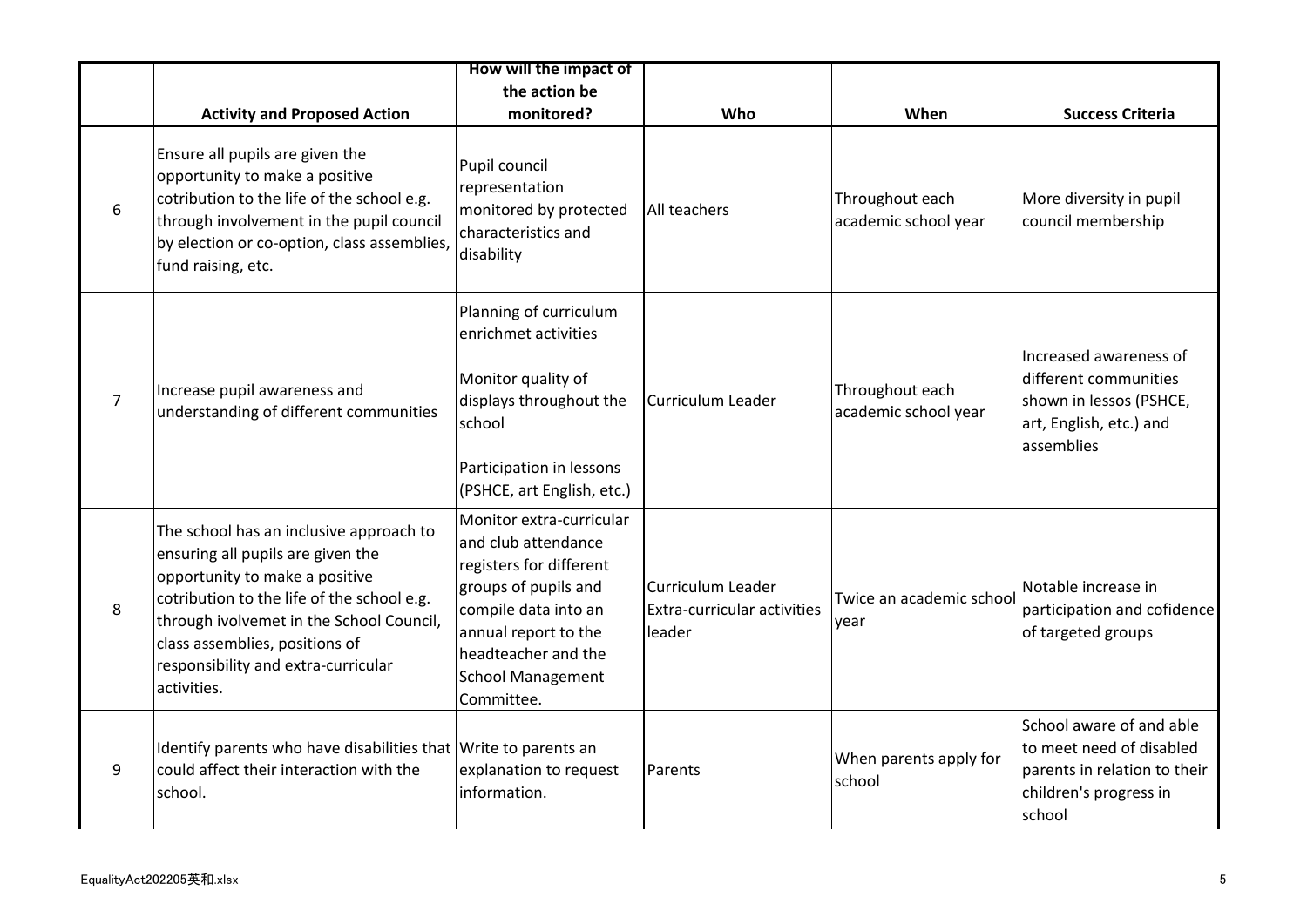| | Activity and Proposed Action | How will the impact of the action be monitored? | Who | When | Success Criteria |
|---|---|---|---|---|---|
| 6 | Ensure all pupils are given the opportunity to make a positive cotribution to the life of the school e.g. through involvement in the pupil council by election or co-option, class assemblies, fund raising, etc. | Pupil council representation monitored by protected characteristics and disability | All teachers | Throughout each academic school year | More diversity in pupil council membership |
| 7 | Increase pupil awareness and understanding of different communities | Planning of curriculum enrichmet activities<br><br>Monitor quality of displays throughout the school<br><br>Participation in lessons (PSHCE, art English, etc.) | Curriculum Leader | Throughout each academic school year | Increased awareness of different communities shown in lessos (PSHCE, art, English, etc.) and assemblies |
| 8 | The school has an inclusive approach to ensuring all pupils are given the opportunity to make a positive cotribution to the life of the school e.g. through ivolvemet in the School Council, class assemblies, positions of responsibility and extra-curricular activities. | Monitor extra-curricular and club attendance registers for different groups of pupils and compile data into an annual report to the headteacher and the School Management Committee. | Curriculum Leader<br>Extra-curricular activities leader | Twice an academic school year | Notable increase in participation and cofidence of targeted groups |
| 9 | Identify parents who have disabilities that could affect their interaction with the school. | Write to parents an explanation to request information. | Parents | When parents apply for school | School aware of and able to meet need of disabled parents in relation to their children's progress in school |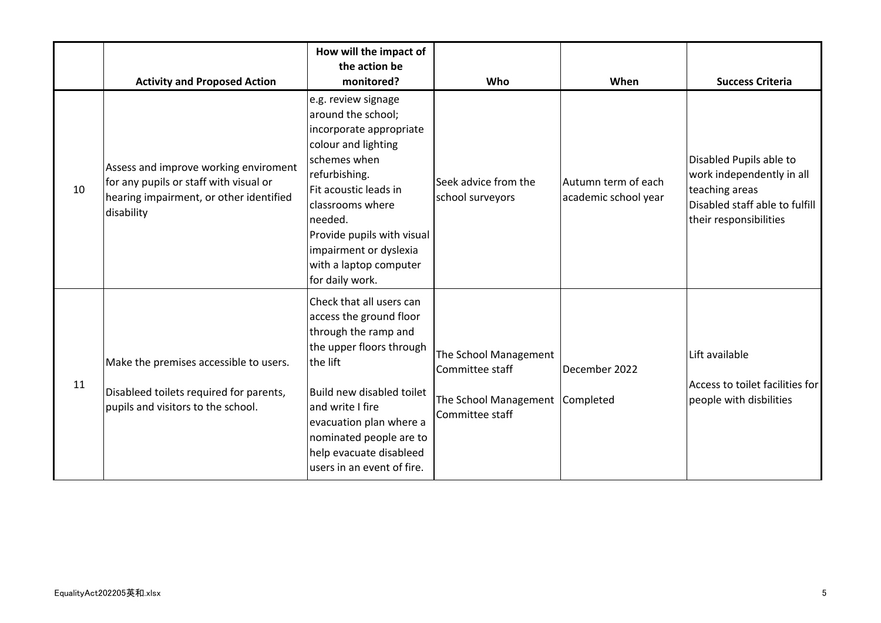| | Activity and Proposed Action | How will the impact of the action be monitored? | Who | When | Success Criteria |
|---|---|---|---|---|---|
| 10 | Assess and improve working enviroment for any pupils or staff with visual or hearing impairment, or other identified disability | e.g. review signage around the school; incorporate appropriate colour and lighting schemes when refurbishing.<br>Fit acoustic leads in classrooms where needed.<br>Provide pupils with visual impairment or dyslexia with a laptop computer for daily work. | Seek advice from the school surveyors | Autumn term of each academic school year | Disabled Pupils able to work independently in all teaching areas<br>Disabled staff able to fulfill their responsibilities |
| 11 | Make the premises accessible to users.<br><br>Disableed toilets required for parents, pupils and visitors to the school. | Check that all users can access the ground floor through the ramp and the upper floors through the lift<br><br>Build new disabled toilet and write I fire evacuation plan where a nominated people are to help evacuate disableed users in an event of fire. | The School Management Committee staff<br><br>The School Management Committee staff | December 2022<br><br>Completed | Lift available<br><br>Access to toilet facilities for people with disbilities |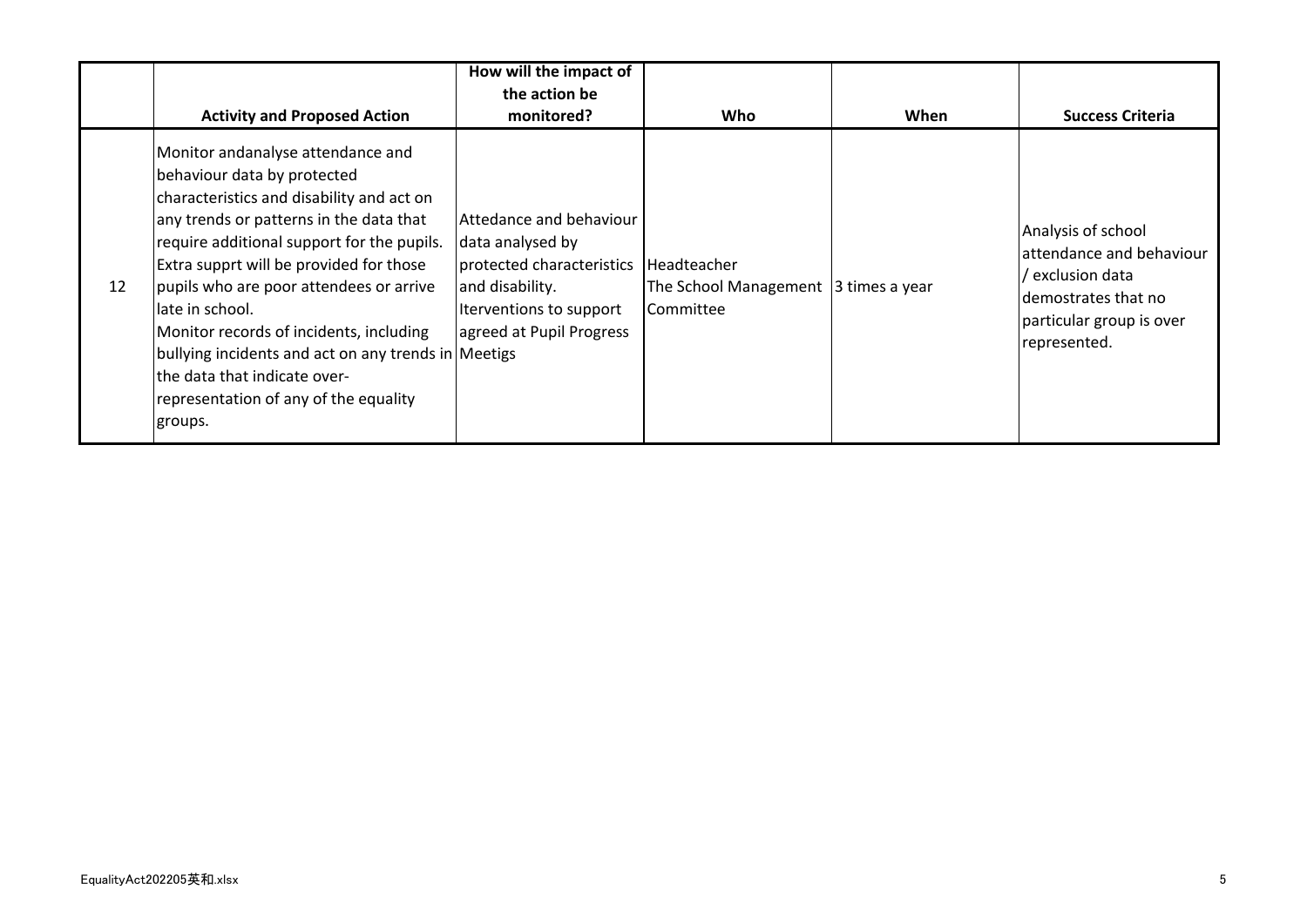| | Activity and Proposed Action | How will the impact of the action be monitored? | Who | When | Success Criteria |
|---|---|---|---|---|---|
| 12 | Monitor andanalyse attendance and behaviour data by protected characteristics and disability and act on any trends or patterns in the data that require additional support for the pupils. Extra supprt will be provided for those pupils who are poor attendees or arrive late in school.<br>Monitor records of incidents, including bullying incidents and act on any trends in the data that indicate over-representation of any of the equality groups. | Attedance and behaviour data analysed by protected characteristics and disability.<br>Iterventions to support agreed at Pupil Progress Meetigs | Headteacher<br>The School Management Committee | 3 times a year | Analysis of school attendance and behaviour / exclusion data demostrates that no particular group is over represented. |